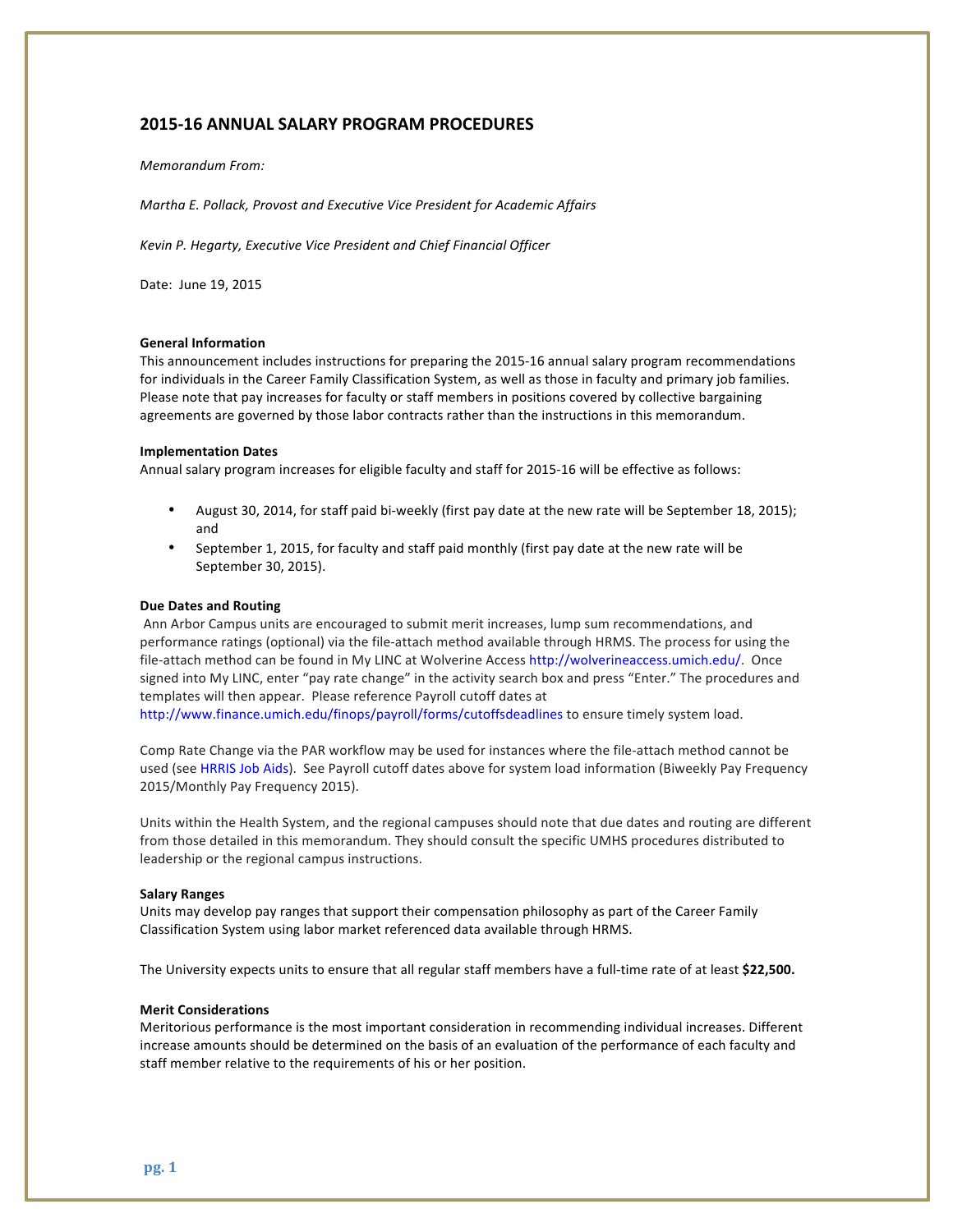## 2015-16 ANNUAL SALARY PROGRAM PROCEDURES

*Memorandum From:*

*Martha E. Pollack, Provost and Executive Vice President for Academic Affairs*

*Kevin P. Hegarty, Executive Vice President and Chief Financial Officer*

Date: June 19, 2015

**General Information**

This announcement includes instructions for preparing the 2015-16 annual salary program recommendations for individuals in the Career Family Classification System, as well as those in faculty and primary job families. Please note that pay increases for faculty or staff members in positions covered by collective bargaining agreements are governed by those labor contracts rather than the instructions in this memorandum.

**Implementation Dates**

Annual salary program increases for eligible faculty and staff for 2015-16 will be effective as follows:

- August 30, 2014, for staff paid bi-weekly (first pay date at the new rate will be September 18, 2015); and
- September 1, 2015, for faculty and staff paid monthly (first pay date at the new rate will be September 30, 2015).

**Due Dates and Routing**

Ann Arbor Campus units are encouraged to submit merit increases, lump sum recommendations, and performance ratings (optional) via the file-attach method available through HRMS. The process for using the file-attach method can be found in My LINC at Wolverine Access http://wolverineaccess.umich.edu/. Once signed into My LINC, enter "pay rate change" in the activity search box and press "Enter." The procedures and templates will then appear. Please reference Payroll cutoff dates at http://www.finance.umich.edu/finops/payroll/forms/cutoffsdeadlines to ensure timely system load.

Comp Rate Change via the PAR workflow may be used for instances where the file-attach method cannot be used (see HRRIS Job Aids). See Payroll cutoff dates above for system load information (Biweekly Pay Frequency 2015/Monthly Pay Frequency 2015).

Units within the Health System, and the regional campuses should note that due dates and routing are different from those detailed in this memorandum. They should consult the specific UMHS procedures distributed to leadership or the regional campus instructions.

**Salary Ranges**

Units may develop pay ranges that support their compensation philosophy as part of the Career Family Classification System using labor market referenced data available through HRMS.

The University expects units to ensure that all regular staff members have a full-time rate of at least **$22,500.**

**Merit Considerations**

Meritorious performance is the most important consideration in recommending individual increases. Different increase amounts should be determined on the basis of an evaluation of the performance of each faculty and staff member relative to the requirements of his or her position.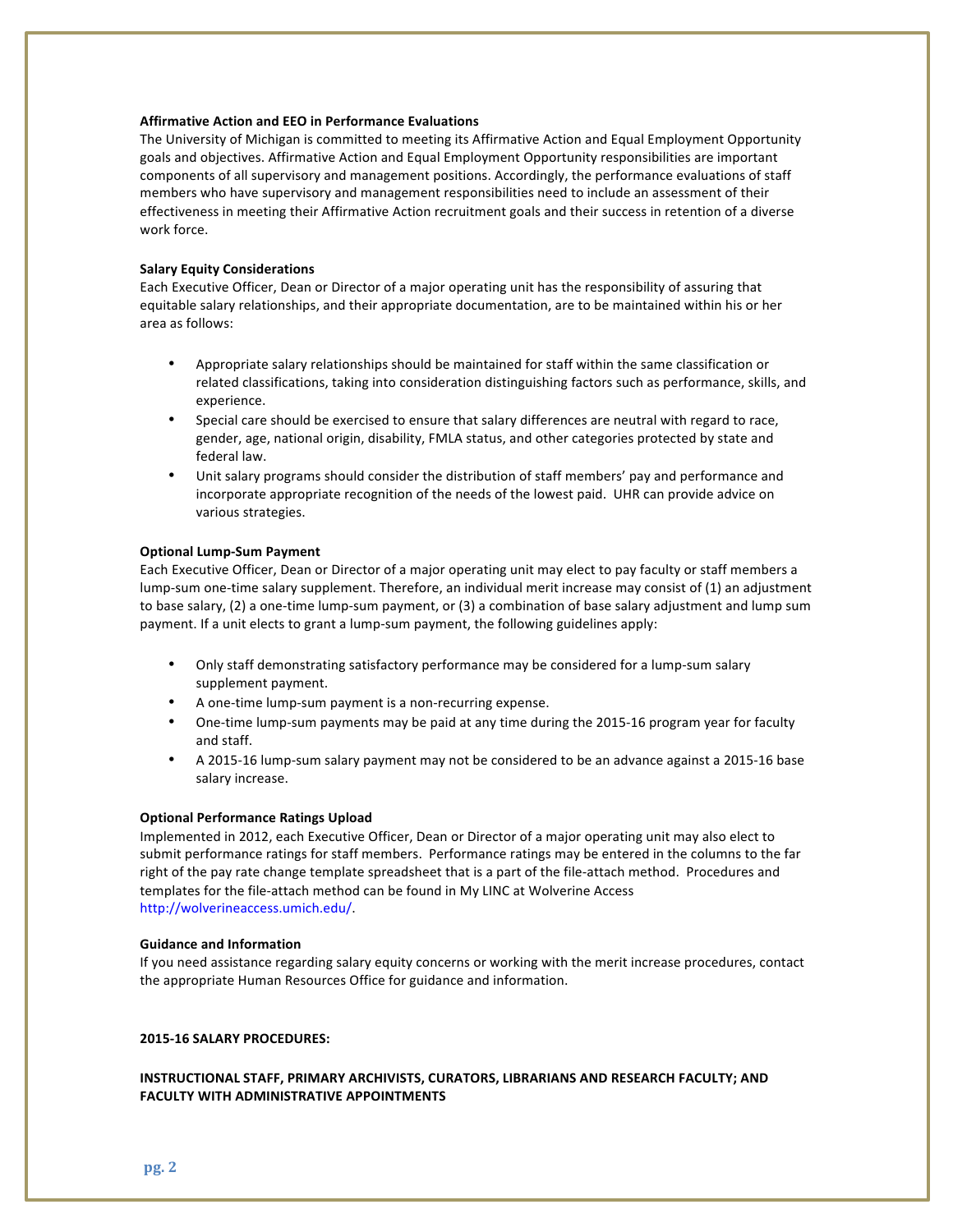**Affirmative Action and EEO in Performance Evaluations**

The University of Michigan is committed to meeting its Affirmative Action and Equal Employment Opportunity goals and objectives. Affirmative Action and Equal Employment Opportunity responsibilities are important components of all supervisory and management positions. Accordingly, the performance evaluations of staff members who have supervisory and management responsibilities need to include an assessment of their effectiveness in meeting their Affirmative Action recruitment goals and their success in retention of a diverse work force.

**Salary Equity Considerations**

Each Executive Officer, Dean or Director of a major operating unit has the responsibility of assuring that equitable salary relationships, and their appropriate documentation, are to be maintained within his or her area as follows:

- Appropriate salary relationships should be maintained for staff within the same classification or related classifications, taking into consideration distinguishing factors such as performance, skills, and experience.
- Special care should be exercised to ensure that salary differences are neutral with regard to race, gender, age, national origin, disability, FMLA status, and other categories protected by state and federal law.
- Unit salary programs should consider the distribution of staff members' pay and performance and incorporate appropriate recognition of the needs of the lowest paid. UHR can provide advice on various strategies.

**Optional Lump-Sum Payment**

Each Executive Officer, Dean or Director of a major operating unit may elect to pay faculty or staff members a lump-sum one-time salary supplement. Therefore, an individual merit increase may consist of (1) an adjustment to base salary, (2) a one-time lump-sum payment, or (3) a combination of base salary adjustment and lump sum payment. If a unit elects to grant a lump-sum payment, the following guidelines apply:

- Only staff demonstrating satisfactory performance may be considered for a lump-sum salary supplement payment.
- A one-time lump-sum payment is a non-recurring expense.
- One-time lump-sum payments may be paid at any time during the 2015-16 program year for faculty and staff.
- A 2015-16 lump-sum salary payment may not be considered to be an advance against a 2015-16 base salary increase.

**Optional Performance Ratings Upload**

Implemented in 2012, each Executive Officer, Dean or Director of a major operating unit may also elect to submit performance ratings for staff members. Performance ratings may be entered in the columns to the far right of the pay rate change template spreadsheet that is a part of the file-attach method. Procedures and templates for the file-attach method can be found in My LINC at Wolverine Access http://wolverineaccess.umich.edu/.

**Guidance and Information**

If you need assistance regarding salary equity concerns or working with the merit increase procedures, contact the appropriate Human Resources Office for guidance and information.

**2015-16 SALARY PROCEDURES:**

**INSTRUCTIONAL STAFF, PRIMARY ARCHIVISTS, CURATORS, LIBRARIANS AND RESEARCH FACULTY; AND FACULTY WITH ADMINISTRATIVE APPOINTMENTS**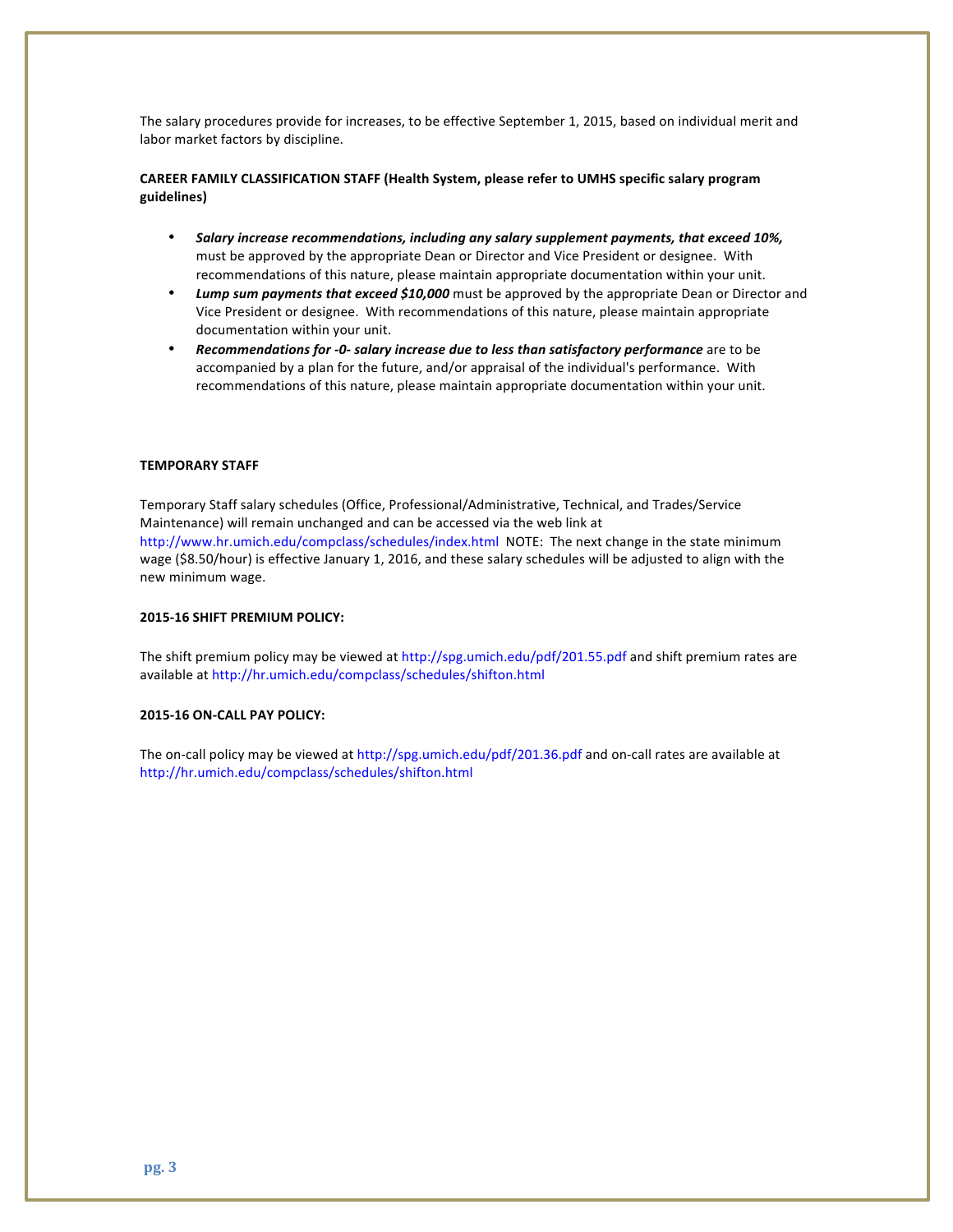The salary procedures provide for increases, to be effective September 1, 2015, based on individual merit and labor market factors by discipline.

**CAREER FAMILY CLASSIFICATION STAFF (Health System, please refer to UMHS specific salary program guidelines)**

- ***Salary increase recommendations, including any salary supplement payments, that exceed 10%,*** must be approved by the appropriate Dean or Director and Vice President or designee. With recommendations of this nature, please maintain appropriate documentation within your unit.
- ***Lump sum payments that exceed $10,000*** must be approved by the appropriate Dean or Director and Vice President or designee. With recommendations of this nature, please maintain appropriate documentation within your unit.
- ***Recommendations for -0- salary increase due to less than satisfactory performance*** are to be accompanied by a plan for the future, and/or appraisal of the individual's performance. With recommendations of this nature, please maintain appropriate documentation within your unit.

**TEMPORARY STAFF**

Temporary Staff salary schedules (Office, Professional/Administrative, Technical, and Trades/Service Maintenance) will remain unchanged and can be accessed via the web link at http://www.hr.umich.edu/compclass/schedules/index.html NOTE: The next change in the state minimum wage ($8.50/hour) is effective January 1, 2016, and these salary schedules will be adjusted to align with the new minimum wage.

**2015-16 SHIFT PREMIUM POLICY:**

The shift premium policy may be viewed at http://spg.umich.edu/pdf/201.55.pdf and shift premium rates are available at http://hr.umich.edu/compclass/schedules/shifton.html

**2015-16 ON-CALL PAY POLICY:**

The on-call policy may be viewed at http://spg.umich.edu/pdf/201.36.pdf and on-call rates are available at http://hr.umich.edu/compclass/schedules/shifton.html